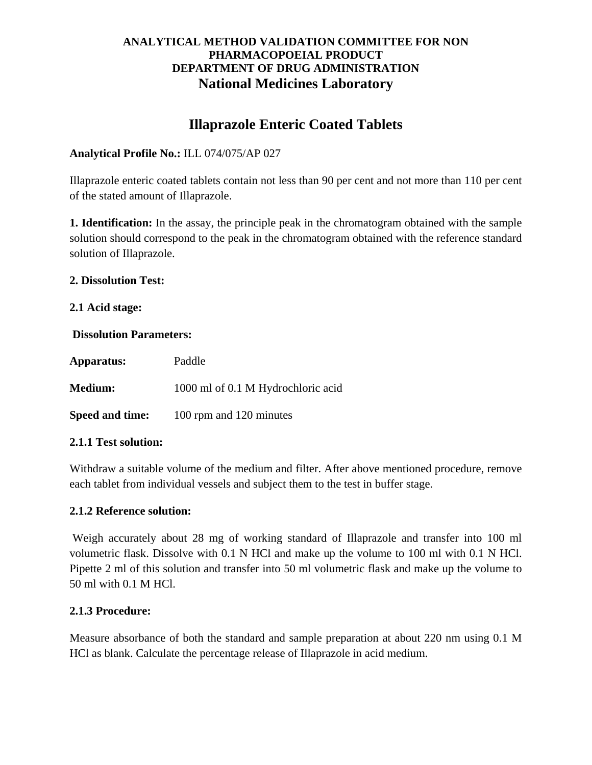**ANALYTICAL METHOD VALIDATION COMMITTEE FOR NON PHARMACOPOEIAL PRODUCT**
**DEPARTMENT OF DRUG ADMINISTRATION**
**National Medicines Laboratory**

# Illaprazole Enteric Coated Tablets

**Analytical Profile No.:** ILL 074/075/AP 027

Illaprazole enteric coated tablets contain not less than 90 per cent and not more than 110 per cent of the stated amount of Illaprazole.

**1. Identification:** In the assay, the principle peak in the chromatogram obtained with the sample solution should correspond to the peak in the chromatogram obtained with the reference standard solution of Illaprazole.

**2. Dissolution Test:**

**2.1 Acid stage:**

**Dissolution Parameters:**

**Apparatus:** Paddle

**Medium:** 1000 ml of 0.1 M Hydrochloric acid

**Speed and time:** 100 rpm and 120 minutes

**2.1.1 Test solution:**

Withdraw a suitable volume of the medium and filter. After above mentioned procedure, remove each tablet from individual vessels and subject them to the test in buffer stage.

**2.1.2 Reference solution:**

Weigh accurately about 28 mg of working standard of Illaprazole and transfer into 100 ml volumetric flask. Dissolve with 0.1 N HCl and make up the volume to 100 ml with 0.1 N HCl. Pipette 2 ml of this solution and transfer into 50 ml volumetric flask and make up the volume to 50 ml with 0.1 M HCl.

**2.1.3 Procedure:**

Measure absorbance of both the standard and sample preparation at about 220 nm using 0.1 M HCl as blank. Calculate the percentage release of Illaprazole in acid medium.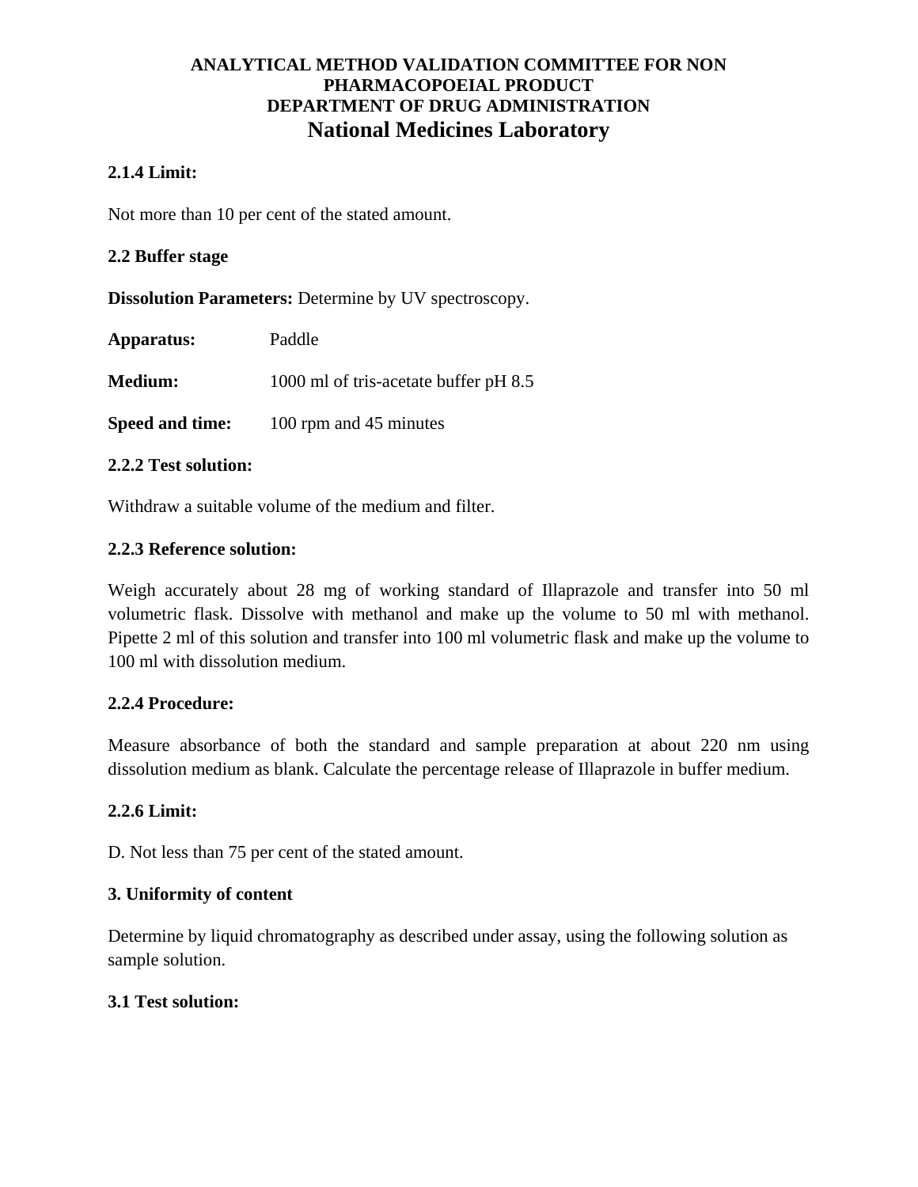**2.1.4 Limit:**

Not more than 10 per cent of the stated amount.

**2.2 Buffer stage**

**Dissolution Parameters:** Determine by UV spectroscopy.

**Apparatus:** Paddle

**Medium:** 1000 ml of tris-acetate buffer pH 8.5

**Speed and time:** 100 rpm and 45 minutes

**2.2.2 Test solution:**

Withdraw a suitable volume of the medium and filter.

**2.2.3 Reference solution:**

Weigh accurately about 28 mg of working standard of Illaprazole and transfer into 50 ml volumetric flask. Dissolve with methanol and make up the volume to 50 ml with methanol. Pipette 2 ml of this solution and transfer into 100 ml volumetric flask and make up the volume to 100 ml with dissolution medium.

**2.2.4 Procedure:**

Measure absorbance of both the standard and sample preparation at about 220 nm using dissolution medium as blank. Calculate the percentage release of Illaprazole in buffer medium.

**2.2.6 Limit:**

D. Not less than 75 per cent of the stated amount.

**3. Uniformity of content**

Determine by liquid chromatography as described under assay, using the following solution as sample solution.

**3.1 Test solution:**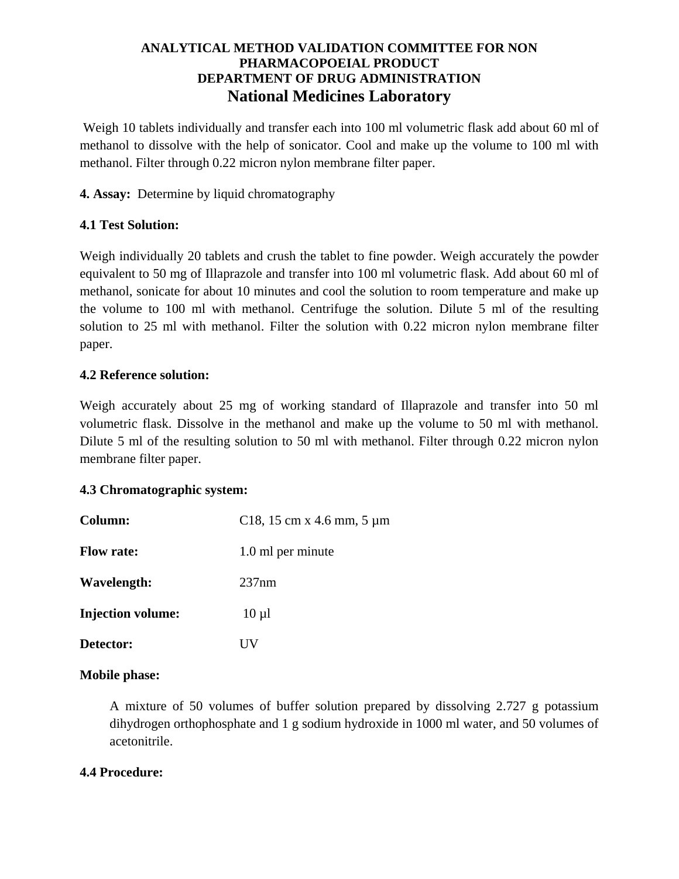Weigh 10 tablets individually and transfer each into 100 ml volumetric flask add about 60 ml of methanol to dissolve with the help of sonicator. Cool and make up the volume to 100 ml with methanol. Filter through 0.22 micron nylon membrane filter paper.

**4. Assay:** Determine by liquid chromatography

**4.1 Test Solution:**

Weigh individually 20 tablets and crush the tablet to fine powder. Weigh accurately the powder equivalent to 50 mg of Illaprazole and transfer into 100 ml volumetric flask. Add about 60 ml of methanol, sonicate for about 10 minutes and cool the solution to room temperature and make up the volume to 100 ml with methanol. Centrifuge the solution. Dilute 5 ml of the resulting solution to 25 ml with methanol. Filter the solution with 0.22 micron nylon membrane filter paper.

**4.2 Reference solution:**

Weigh accurately about 25 mg of working standard of Illaprazole and transfer into 50 ml volumetric flask. Dissolve in the methanol and make up the volume to 50 ml with methanol. Dilute 5 ml of the resulting solution to 50 ml with methanol. Filter through 0.22 micron nylon membrane filter paper.

**4.3 Chromatographic system:**

**Column:** C18, 15 cm x 4.6 mm, 5 µm

**Flow rate:** 1.0 ml per minute

**Wavelength:** 237nm

**Injection volume:** 10 µl

**Detector:** UV

**Mobile phase:**

A mixture of 50 volumes of buffer solution prepared by dissolving 2.727 g potassium dihydrogen orthophosphate and 1 g sodium hydroxide in 1000 ml water, and 50 volumes of acetonitrile.

**4.4 Procedure:**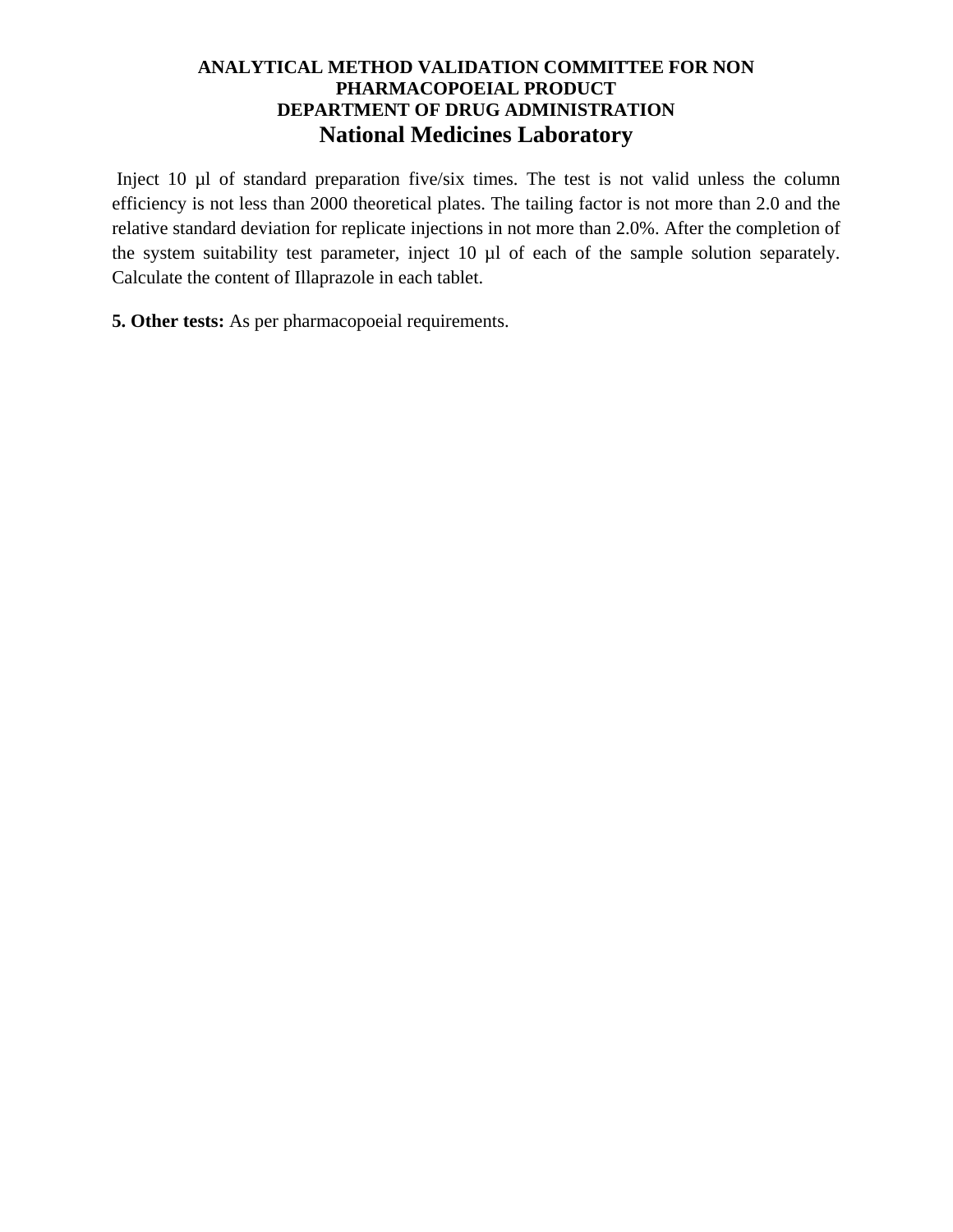Inject 10 µl of standard preparation five/six times. The test is not valid unless the column efficiency is not less than 2000 theoretical plates. The tailing factor is not more than 2.0 and the relative standard deviation for replicate injections in not more than 2.0%. After the completion of the system suitability test parameter, inject 10 µl of each of the sample solution separately. Calculate the content of Illaprazole in each tablet.

**5. Other tests:** As per pharmacopoeial requirements.